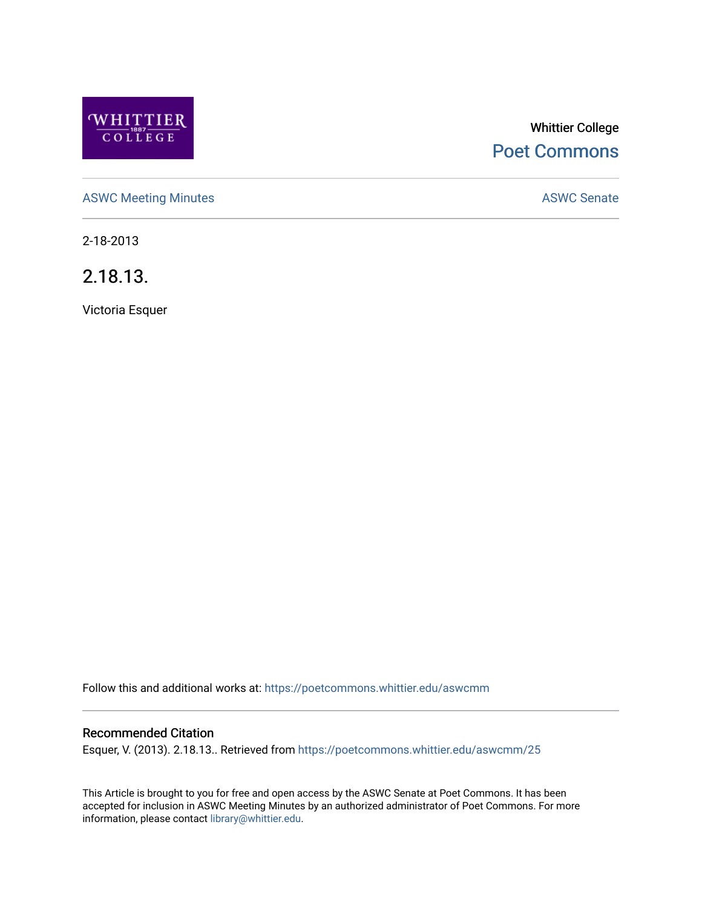Whittier College

Poet Commons

ASWC Meeting Minutes

ASWC Senate

2-18-2013

# 2.18.13.

Victoria Esquer

Follow this and additional works at: https://poetcommons.whittier.edu/aswcmm

## Recommended Citation

Esquer, V. (2013). 2.18.13.. Retrieved from https://poetcommons.whittier.edu/aswcmm/25

This Article is brought to you for free and open access by the ASWC Senate at Poet Commons. It has been accepted for inclusion in ASWC Meeting Minutes by an authorized administrator of Poet Commons. For more information, please contact library@whittier.edu.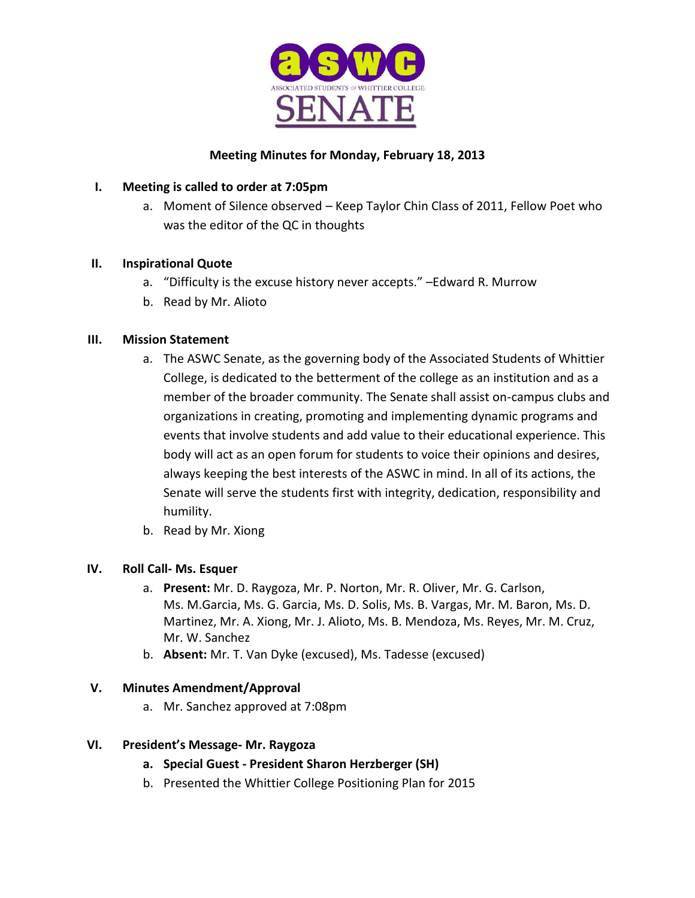# Meeting Minutes for Monday, February 18, 2013

I. **Meeting is called to order at 7:05pm**
   a. Moment of Silence observed – Keep Taylor Chin Class of 2011, Fellow Poet who was the editor of the QC in thoughts

II. **Inspirational Quote**
   a. "Difficulty is the excuse history never accepts." –Edward R. Murrow
   b. Read by Mr. Alioto

III. **Mission Statement**
   a. The ASWC Senate, as the governing body of the Associated Students of Whittier College, is dedicated to the betterment of the college as an institution and as a member of the broader community. The Senate shall assist on-campus clubs and organizations in creating, promoting and implementing dynamic programs and events that involve students and add value to their educational experience. This body will act as an open forum for students to voice their opinions and desires, always keeping the best interests of the ASWC in mind. In all of its actions, the Senate will serve the students first with integrity, dedication, responsibility and humility.
   b. Read by Mr. Xiong

IV. **Roll Call- Ms. Esquer**
   a. **Present:** Mr. D. Raygoza, Mr. P. Norton, Mr. R. Oliver, Mr. G. Carlson, Ms. M.Garcia, Ms. G. Garcia, Ms. D. Solis, Ms. B. Vargas, Mr. M. Baron, Ms. D. Martinez, Mr. A. Xiong, Mr. J. Alioto, Ms. B. Mendoza, Ms. Reyes, Mr. M. Cruz, Mr. W. Sanchez
   b. **Absent:** Mr. T. Van Dyke (excused), Ms. Tadesse (excused)

V. **Minutes Amendment/Approval**
   a. Mr. Sanchez approved at 7:08pm

VI. **President's Message- Mr. Raygoza**
   a. **Special Guest - President Sharon Herzberger (SH)**
   b. Presented the Whittier College Positioning Plan for 2015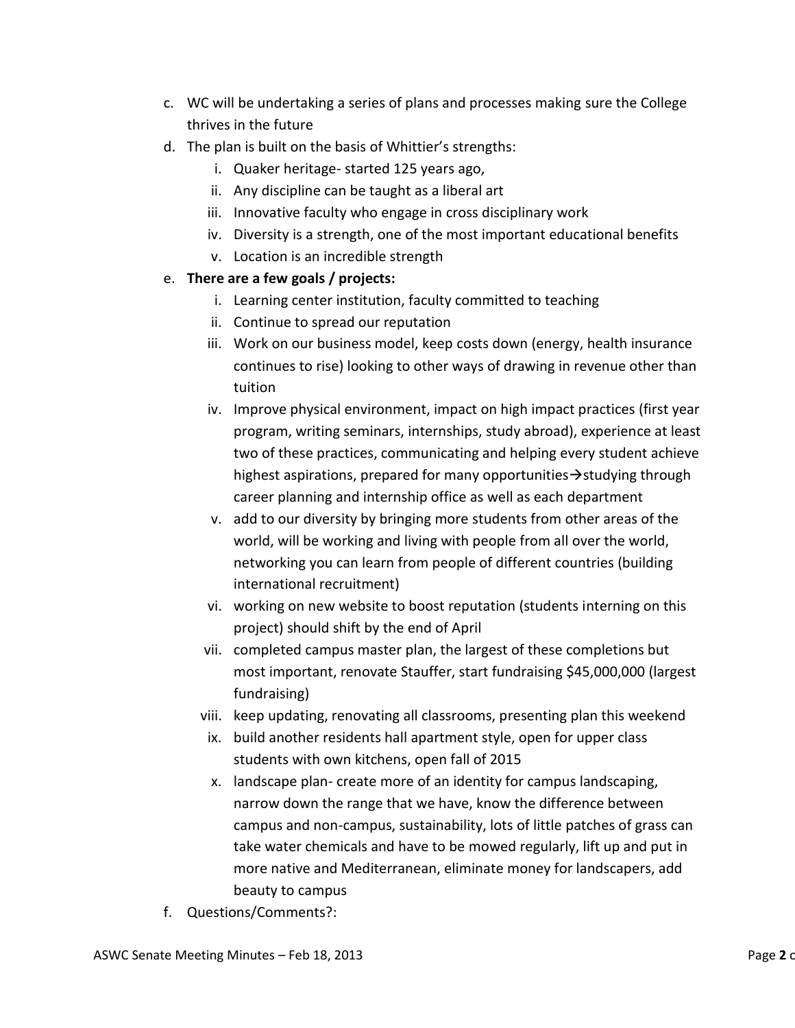c. WC will be undertaking a series of plans and processes making sure the College thrives in the future

d. The plan is built on the basis of Whittier's strengths:
   i. Quaker heritage- started 125 years ago,
   ii. Any discipline can be taught as a liberal art
   iii. Innovative faculty who engage in cross disciplinary work
   iv. Diversity is a strength, one of the most important educational benefits
   v. Location is an incredible strength

e. **There are a few goals / projects:**
   i. Learning center institution, faculty committed to teaching
   ii. Continue to spread our reputation
   iii. Work on our business model, keep costs down (energy, health insurance continues to rise) looking to other ways of drawing in revenue other than tuition
   iv. Improve physical environment, impact on high impact practices (first year program, writing seminars, internships, study abroad), experience at least two of these practices, communicating and helping every student achieve highest aspirations, prepared for many opportunities→studying through career planning and internship office as well as each department
   v. add to our diversity by bringing more students from other areas of the world, will be working and living with people from all over the world, networking you can learn from people of different countries (building international recruitment)
   vi. working on new website to boost reputation (students interning on this project) should shift by the end of April
   vii. completed campus master plan, the largest of these completions but most important, renovate Stauffer, start fundraising $45,000,000 (largest fundraising)
   viii. keep updating, renovating all classrooms, presenting plan this weekend
   ix. build another residents hall apartment style, open for upper class students with own kitchens, open fall of 2015
   x. landscape plan- create more of an identity for campus landscaping, narrow down the range that we have, know the difference between campus and non-campus, sustainability, lots of little patches of grass can take water chemicals and have to be mowed regularly, lift up and put in more native and Mediterranean, eliminate money for landscapers, add beauty to campus

f. Questions/Comments?: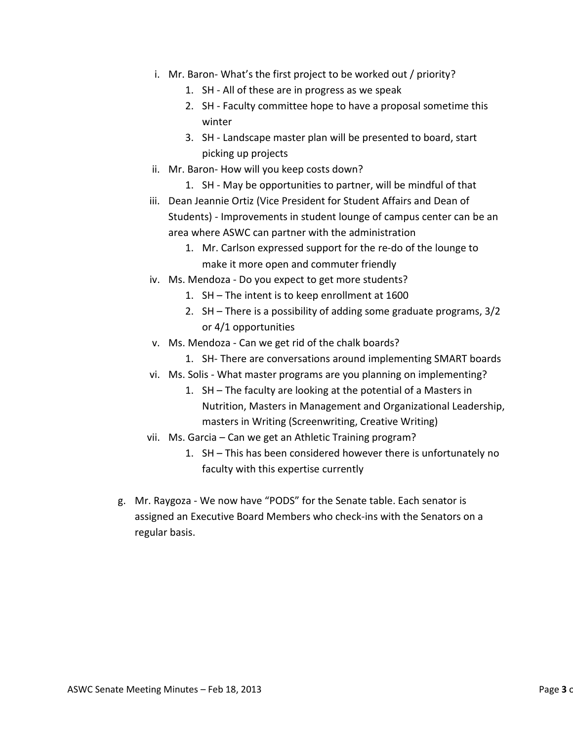i. Mr. Baron- What's the first project to be worked out / priority?
     1. SH - All of these are in progress as we speak
     2. SH - Faculty committee hope to have a proposal sometime this winter
     3. SH - Landscape master plan will be presented to board, start picking up projects
  ii. Mr. Baron- How will you keep costs down?
     1. SH - May be opportunities to partner, will be mindful of that
  iii. Dean Jeannie Ortiz (Vice President for Student Affairs and Dean of Students) - Improvements in student lounge of campus center can be an area where ASWC can partner with the administration
     1. Mr. Carlson expressed support for the re-do of the lounge to make it more open and commuter friendly
  iv. Ms. Mendoza - Do you expect to get more students?
     1. SH – The intent is to keep enrollment at 1600
     2. SH – There is a possibility of adding some graduate programs, 3/2 or 4/1 opportunities
  v. Ms. Mendoza - Can we get rid of the chalk boards?
     1. SH- There are conversations around implementing SMART boards
  vi. Ms. Solis - What master programs are you planning on implementing?
     1. SH – The faculty are looking at the potential of a Masters in Nutrition, Masters in Management and Organizational Leadership, masters in Writing (Screenwriting, Creative Writing)
  vii. Ms. Garcia – Can we get an Athletic Training program?
     1. SH – This has been considered however there is unfortunately no faculty with this expertise currently

g. Mr. Raygoza - We now have "PODS" for the Senate table. Each senator is assigned an Executive Board Members who check-ins with the Senators on a regular basis.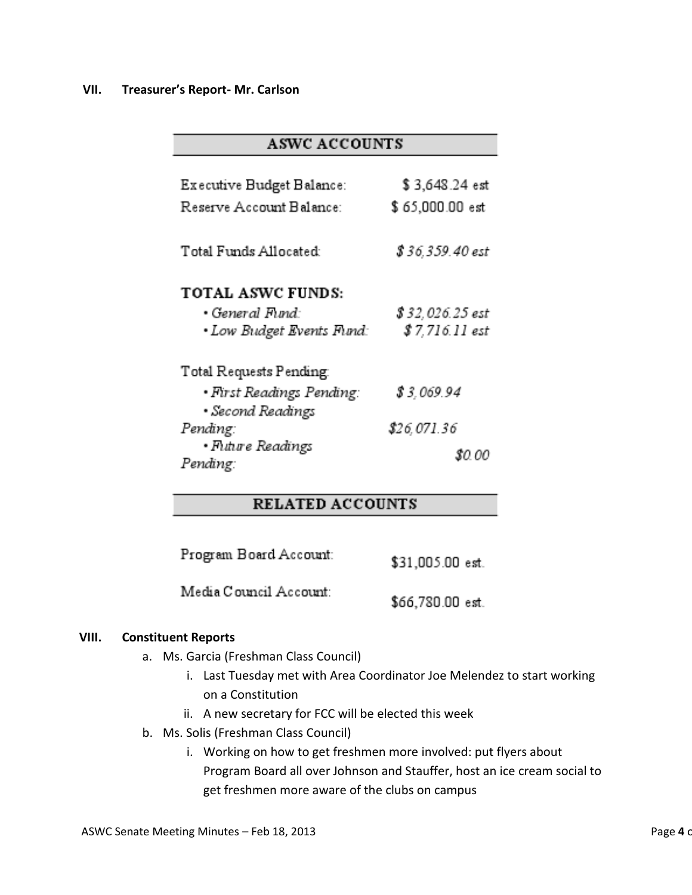### VII. Treasurer's Report- Mr. Carlson

| ASWC ACCOUNTS | |
|---|---|
| Executive Budget Balance: | $ 3,648.24 est |
| Reserve Account Balance: | $ 65,000.00 est |
| *Total Funds Allocated:* | *$ 36,359.40 est* |
| **TOTAL ASWC FUNDS:** | |
| • *General Fund:* | *$ 32,026.25 est* |
| • *Low Budget Events Fund:* | *$ 7,716.11 est* |
| Total Requests Pending: | |
| • *First Readings Pending:* | *$ 3,069.94* |
| • *Second Readings Pending:* | *$26,071.36* |
| • *Future Readings Pending:* | *$0.00* |

| RELATED ACCOUNTS | |
|---|---|
| Program Board Account: | $31,005.00 est. |
| Media Council Account: | $66,780.00 est. |

### VIII. Constituent Reports

a. Ms. Garcia (Freshman Class Council)
   i. Last Tuesday met with Area Coordinator Joe Melendez to start working on a Constitution
   ii. A new secretary for FCC will be elected this week

b. Ms. Solis (Freshman Class Council)
   i. Working on how to get freshmen more involved: put flyers about Program Board all over Johnson and Stauffer, host an ice cream social to get freshmen more aware of the clubs on campus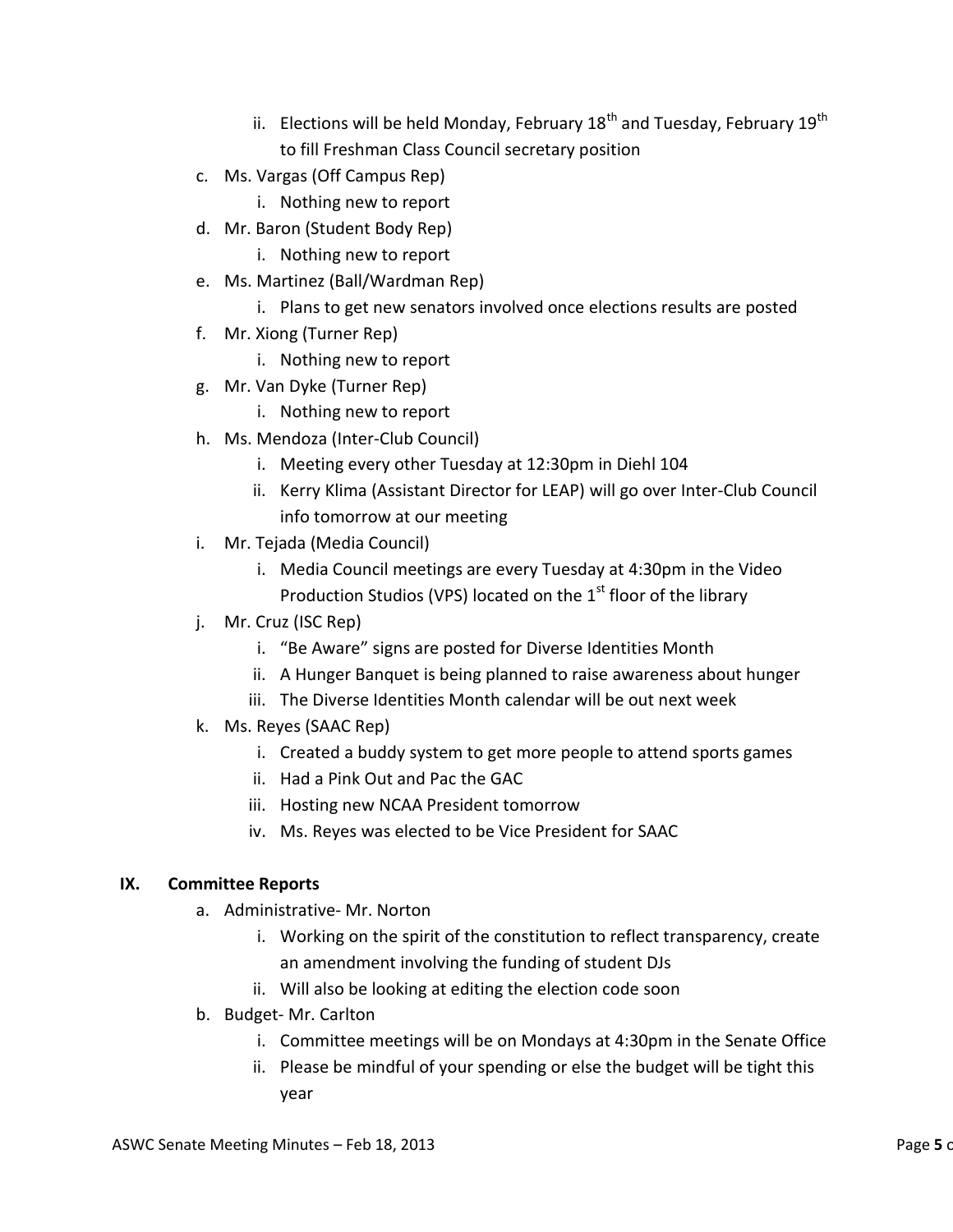ii. Elections will be held Monday, February 18th and Tuesday, February 19th to fill Freshman Class Council secretary position

c. Ms. Vargas (Off Campus Rep)
   i. Nothing new to report
d. Mr. Baron (Student Body Rep)
   i. Nothing new to report
e. Ms. Martinez (Ball/Wardman Rep)
   i. Plans to get new senators involved once elections results are posted
f. Mr. Xiong (Turner Rep)
   i. Nothing new to report
g. Mr. Van Dyke (Turner Rep)
   i. Nothing new to report
h. Ms. Mendoza (Inter-Club Council)
   i. Meeting every other Tuesday at 12:30pm in Diehl 104
   ii. Kerry Klima (Assistant Director for LEAP) will go over Inter-Club Council info tomorrow at our meeting
i. Mr. Tejada (Media Council)
   i. Media Council meetings are every Tuesday at 4:30pm in the Video Production Studios (VPS) located on the 1st floor of the library
j. Mr. Cruz (ISC Rep)
   i. "Be Aware" signs are posted for Diverse Identities Month
   ii. A Hunger Banquet is being planned to raise awareness about hunger
   iii. The Diverse Identities Month calendar will be out next week
k. Ms. Reyes (SAAC Rep)
   i. Created a buddy system to get more people to attend sports games
   ii. Had a Pink Out and Pac the GAC
   iii. Hosting new NCAA President tomorrow
   iv. Ms. Reyes was elected to be Vice President for SAAC

## IX. Committee Reports

a. Administrative- Mr. Norton
   i. Working on the spirit of the constitution to reflect transparency, create an amendment involving the funding of student DJs
   ii. Will also be looking at editing the election code soon
b. Budget- Mr. Carlton
   i. Committee meetings will be on Mondays at 4:30pm in the Senate Office
   ii. Please be mindful of your spending or else the budget will be tight this year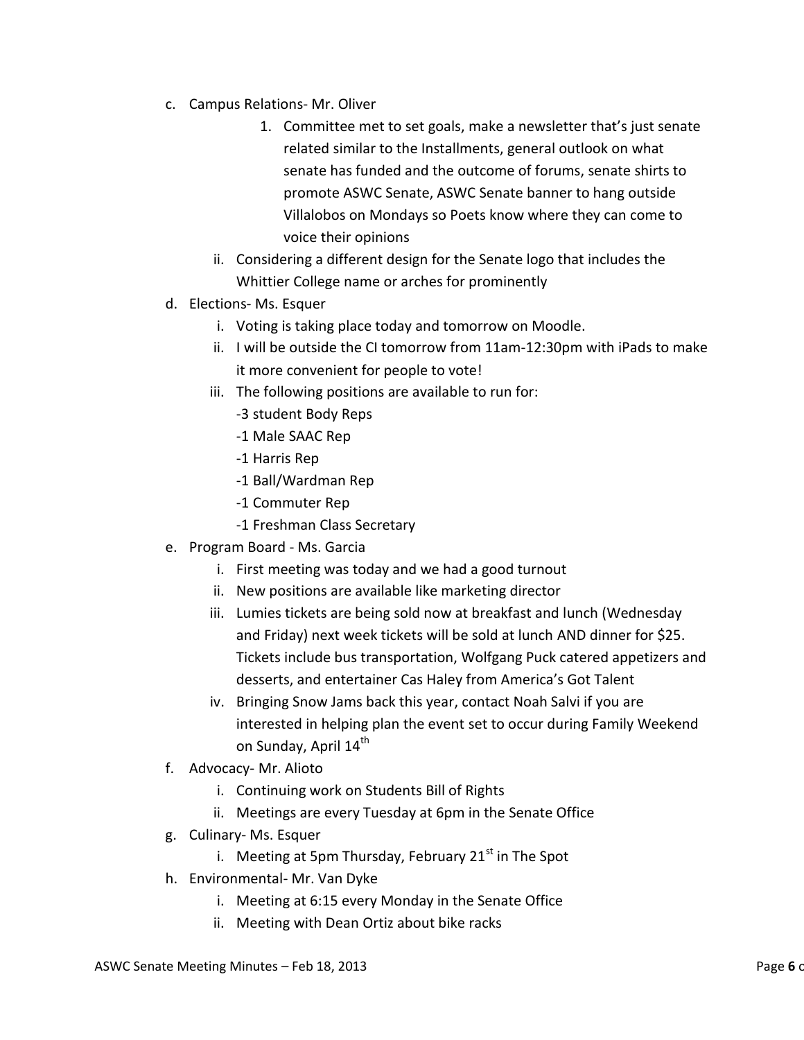c. Campus Relations- Mr. Oliver
    1. Committee met to set goals, make a newsletter that's just senate related similar to the Installments, general outlook on what senate has funded and the outcome of forums, senate shirts to promote ASWC Senate, ASWC Senate banner to hang outside Villalobos on Mondays so Poets know where they can come to voice their opinions
    ii. Considering a different design for the Senate logo that includes the Whittier College name or arches for prominently
d. Elections- Ms. Esquer
    i. Voting is taking place today and tomorrow on Moodle.
    ii. I will be outside the CI tomorrow from 11am-12:30pm with iPads to make it more convenient for people to vote!
    iii. The following positions are available to run for:
        -3 student Body Reps
        -1 Male SAAC Rep
        -1 Harris Rep
        -1 Ball/Wardman Rep
        -1 Commuter Rep
        -1 Freshman Class Secretary
e. Program Board - Ms. Garcia
    i. First meeting was today and we had a good turnout
    ii. New positions are available like marketing director
    iii. Lumies tickets are being sold now at breakfast and lunch (Wednesday and Friday) next week tickets will be sold at lunch AND dinner for $25. Tickets include bus transportation, Wolfgang Puck catered appetizers and desserts, and entertainer Cas Haley from America's Got Talent
    iv. Bringing Snow Jams back this year, contact Noah Salvi if you are interested in helping plan the event set to occur during Family Weekend on Sunday, April 14th
f. Advocacy- Mr. Alioto
    i. Continuing work on Students Bill of Rights
    ii. Meetings are every Tuesday at 6pm in the Senate Office
g. Culinary- Ms. Esquer
    i. Meeting at 5pm Thursday, February 21st in The Spot
h. Environmental- Mr. Van Dyke
    i. Meeting at 6:15 every Monday in the Senate Office
    ii. Meeting with Dean Ortiz about bike racks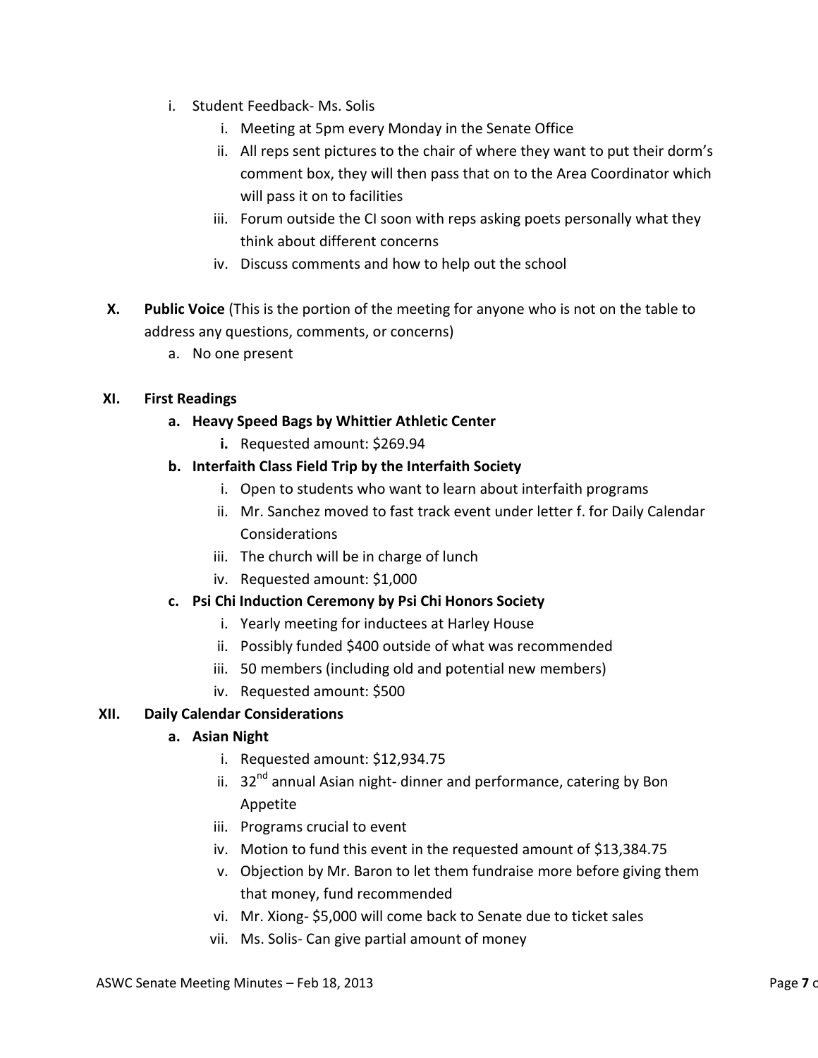- i. Student Feedback- Ms. Solis
    - i. Meeting at 5pm every Monday in the Senate Office
    - ii. All reps sent pictures to the chair of where they want to put their dorm's comment box, they will then pass that on to the Area Coordinator which will pass it on to facilities
    - iii. Forum outside the CI soon with reps asking poets personally what they think about different concerns
    - iv. Discuss comments and how to help out the school

**X. Public Voice** (This is the portion of the meeting for anyone who is not on the table to address any questions, comments, or concerns)

- a. No one present

**XI. First Readings**

- **a. Heavy Speed Bags by Whittier Athletic Center**
    - **i.** Requested amount: $269.94
- **b. Interfaith Class Field Trip by the Interfaith Society**
    - i. Open to students who want to learn about interfaith programs
    - ii. Mr. Sanchez moved to fast track event under letter f. for Daily Calendar Considerations
    - iii. The church will be in charge of lunch
    - iv. Requested amount: $1,000
- **c. Psi Chi Induction Ceremony by Psi Chi Honors Society**
    - i. Yearly meeting for inductees at Harley House
    - ii. Possibly funded $400 outside of what was recommended
    - iii. 50 members (including old and potential new members)
    - iv. Requested amount: $500

**XII. Daily Calendar Considerations**

- **a. Asian Night**
    - i. Requested amount: $12,934.75
    - ii. 32nd annual Asian night- dinner and performance, catering by Bon Appetite
    - iii. Programs crucial to event
    - iv. Motion to fund this event in the requested amount of $13,384.75
    - v. Objection by Mr. Baron to let them fundraise more before giving them that money, fund recommended
    - vi. Mr. Xiong- $5,000 will come back to Senate due to ticket sales
    - vii. Ms. Solis- Can give partial amount of money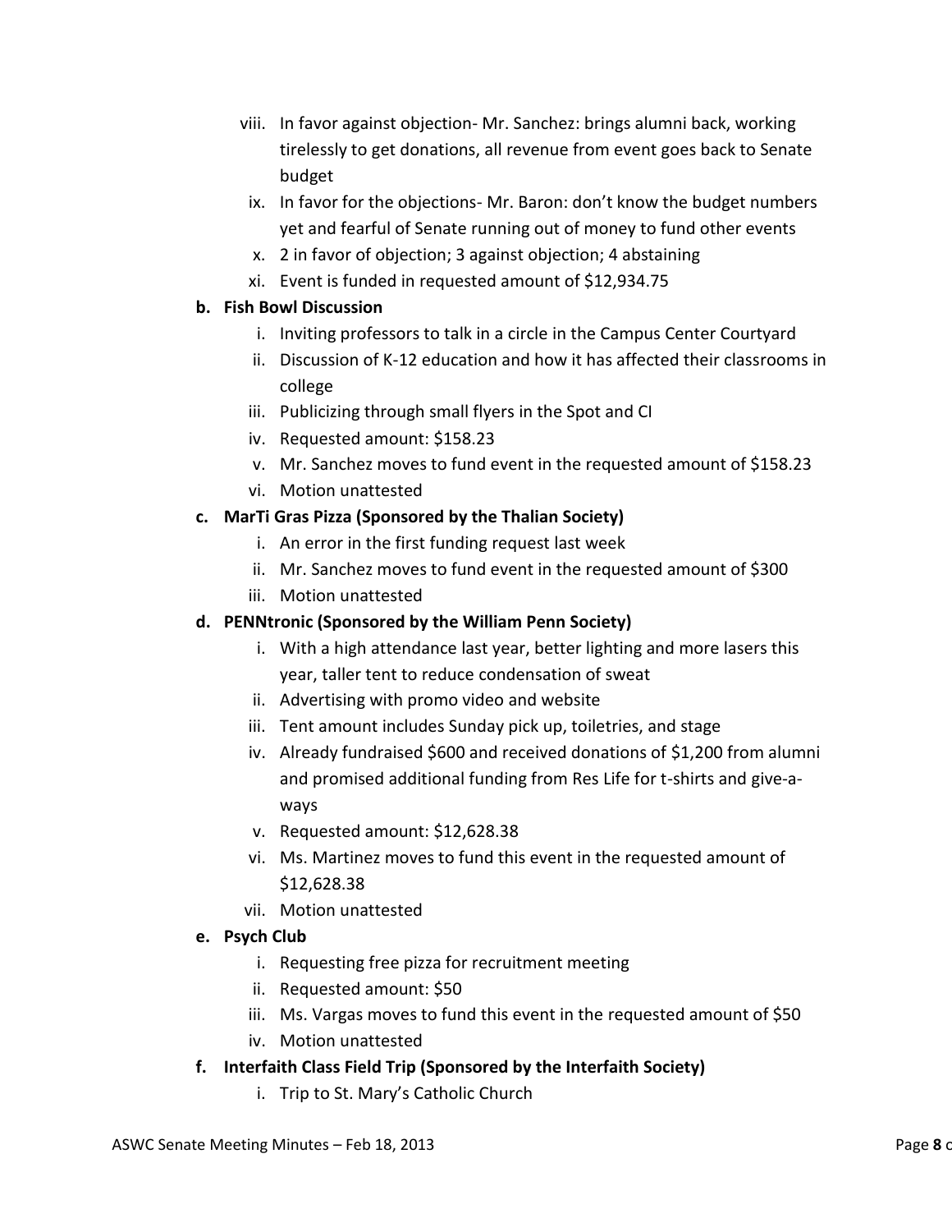- viii. In favor against objection- Mr. Sanchez: brings alumni back, working tirelessly to get donations, all revenue from event goes back to Senate budget
- ix. In favor for the objections- Mr. Baron: don't know the budget numbers yet and fearful of Senate running out of money to fund other events
- x. 2 in favor of objection; 3 against objection; 4 abstaining
- xi. Event is funded in requested amount of $12,934.75

**b. Fish Bowl Discussion**

- i. Inviting professors to talk in a circle in the Campus Center Courtyard
- ii. Discussion of K-12 education and how it has affected their classrooms in college
- iii. Publicizing through small flyers in the Spot and CI
- iv. Requested amount: $158.23
- v. Mr. Sanchez moves to fund event in the requested amount of $158.23
- vi. Motion unattested

**c. MarTi Gras Pizza (Sponsored by the Thalian Society)**

- i. An error in the first funding request last week
- ii. Mr. Sanchez moves to fund event in the requested amount of $300
- iii. Motion unattested

**d. PENNtronic (Sponsored by the William Penn Society)**

- i. With a high attendance last year, better lighting and more lasers this year, taller tent to reduce condensation of sweat
- ii. Advertising with promo video and website
- iii. Tent amount includes Sunday pick up, toiletries, and stage
- iv. Already fundraised $600 and received donations of $1,200 from alumni and promised additional funding from Res Life for t-shirts and give-a-ways
- v. Requested amount: $12,628.38
- vi. Ms. Martinez moves to fund this event in the requested amount of $12,628.38
- vii. Motion unattested

**e. Psych Club**

- i. Requesting free pizza for recruitment meeting
- ii. Requested amount: $50
- iii. Ms. Vargas moves to fund this event in the requested amount of $50
- iv. Motion unattested

**f. Interfaith Class Field Trip (Sponsored by the Interfaith Society)**

- i. Trip to St. Mary's Catholic Church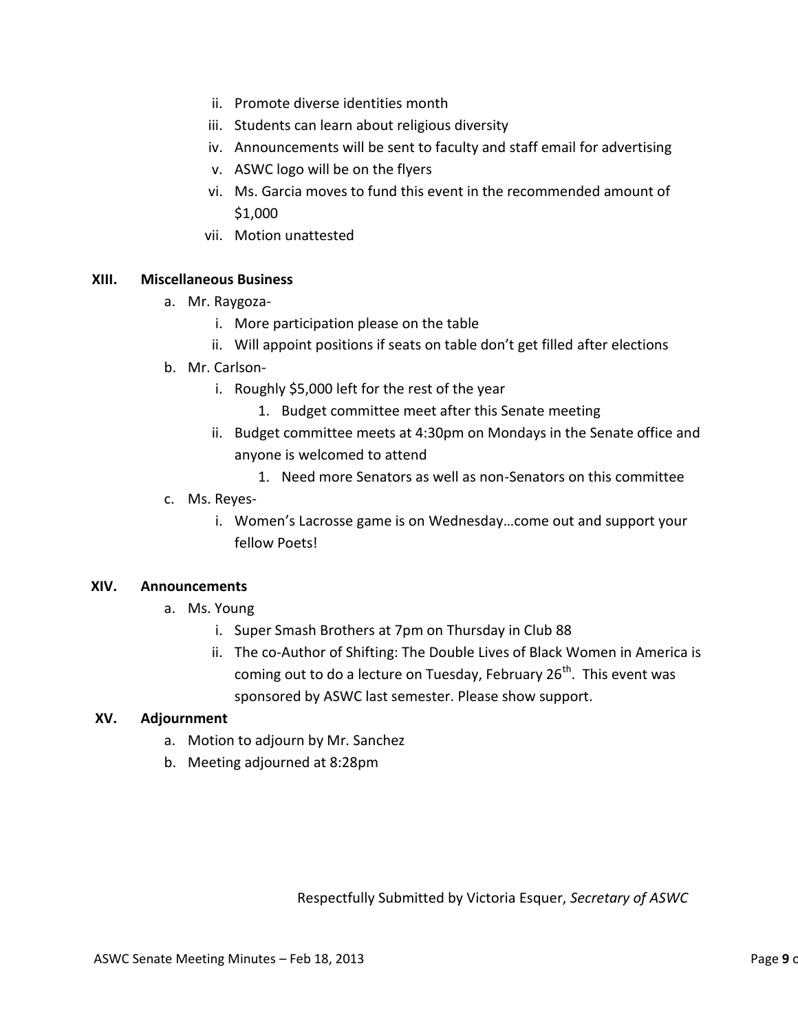ii. Promote diverse identities month
iii. Students can learn about religious diversity
iv. Announcements will be sent to faculty and staff email for advertising
v. ASWC logo will be on the flyers
vi. Ms. Garcia moves to fund this event in the recommended amount of $1,000
vii. Motion unattested

**XIII. Miscellaneous Business**

a. Mr. Raygoza-
   i. More participation please on the table
   ii. Will appoint positions if seats on table don't get filled after elections
b. Mr. Carlson-
   i. Roughly $5,000 left for the rest of the year
      1. Budget committee meet after this Senate meeting
   ii. Budget committee meets at 4:30pm on Mondays in the Senate office and anyone is welcomed to attend
      1. Need more Senators as well as non-Senators on this committee
c. Ms. Reyes-
   i. Women's Lacrosse game is on Wednesday…come out and support your fellow Poets!

**XIV. Announcements**

a. Ms. Young
   i. Super Smash Brothers at 7pm on Thursday in Club 88
   ii. The co-Author of Shifting: The Double Lives of Black Women in America is coming out to do a lecture on Tuesday, February 26th. This event was sponsored by ASWC last semester. Please show support.

**XV. Adjournment**

a. Motion to adjourn by Mr. Sanchez
b. Meeting adjourned at 8:28pm

Respectfully Submitted by Victoria Esquer, *Secretary of ASWC*